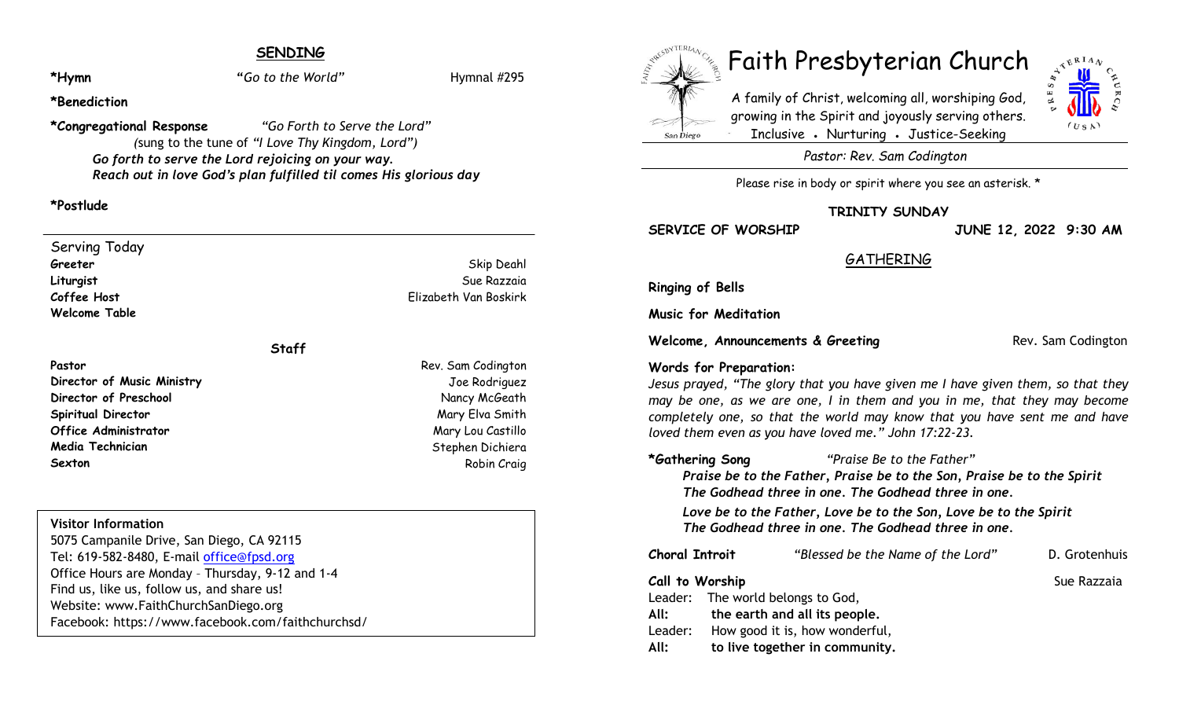## SENDING

**\*Hymn** *"Go to the World"* Hymnal #295

**\*Benediction**

**\*Congregational Response** *"Go Forth to Serve the Lord"*
*(*sung to the tune of *"I Love Thy Kingdom, Lord")*
***Go forth to serve the Lord rejoicing on your way.***
***Reach out in love God's plan fulfilled til comes His glorious day***

**\*Postlude**

---

Serving Today

| | |
|---|---|
| **Greeter** | Skip Deahl |
| **Liturgist** | Sue Razzaia |
| **Coffee Host** | Elizabeth Van Boskirk |
| **Welcome Table** | |

### Staff

| | |
|---|---|
| **Pastor** | Rev. Sam Codington |
| **Director of Music Ministry** | Joe Rodriguez |
| **Director of Preschool** | Nancy McGeath |
| **Spiritual Director** | Mary Elva Smith |
| **Office Administrator** | Mary Lou Castillo |
| **Media Technician** | Stephen Dichiera |
| **Sexton** | Robin Craig |

**Visitor Information**
5075 Campanile Drive, San Diego, CA 92115
Tel: 619-582-8480, E-mail office@fpsd.org
Office Hours are Monday – Thursday, 9-12 and 1-4
Find us, like us, follow us, and share us!
Website: www.FaithChurchSanDiego.org
Facebook: https://www.facebook.com/faithchurchsd/

# Faith Presbyterian Church

A family of Christ, welcoming all, worshiping God, growing in the Spirit and joyously serving others.
Inclusive • Nurturing • Justice-Seeking

*Pastor: Rev. Sam Codington*

Please rise in body or spirit where you see an asterisk. *

**TRINITY SUNDAY**

**SERVICE OF WORSHIP** **JUNE 12, 2022 9:30 AM**

## GATHERING

**Ringing of Bells**

**Music for Meditation**

**Welcome, Announcements & Greeting** Rev. Sam Codington

**Words for Preparation:**
*Jesus prayed, "The glory that you have given me I have given them, so that they may be one, as we are one, I in them and you in me, that they may become completely one, so that the world may know that you have sent me and have loved them even as you have loved me." John 17:22-23.*

**\*Gathering Song** *"Praise Be to the Father"*
***Praise be to the Father, Praise be to the Son, Praise be to the Spirit***
***The Godhead three in one. The Godhead three in one.***

***Love be to the Father, Love be to the Son, Love be to the Spirit***
***The Godhead three in one. The Godhead three in one.***

**Choral Introit** *"Blessed be the Name of the Lord"* D. Grotenhuis

**Call to Worship** Sue Razzaia

Leader: The world belongs to God,
**All: the earth and all its people.**
Leader: How good it is, how wonderful,
**All: to live together in community.**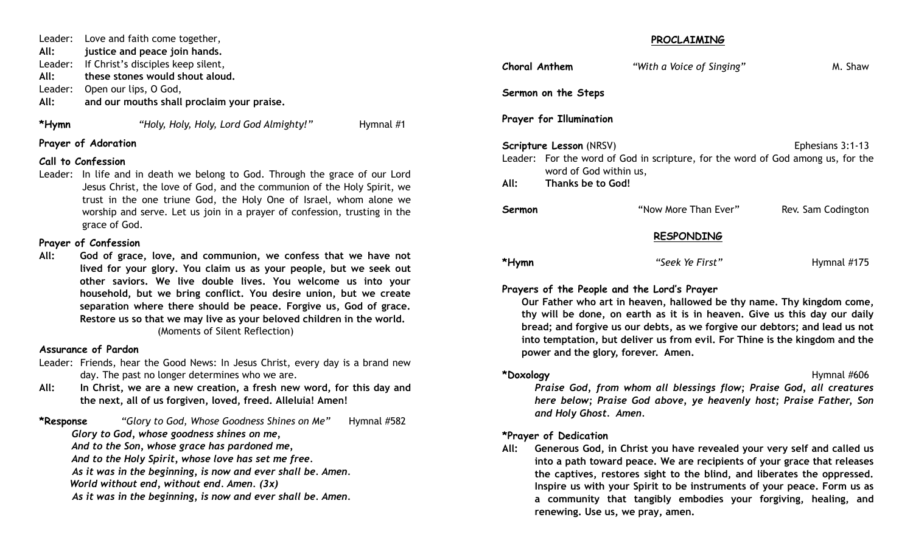Leader: Love and faith come together,
**All: justice and peace join hands.**
Leader: If Christ's disciples keep silent,
**All: these stones would shout aloud.**
Leader: Open our lips, O God,
**All: and our mouths shall proclaim your praise.**

**\*Hymn** *"Holy, Holy, Holy, Lord God Almighty!"* Hymnal #1

**Prayer of Adoration**

**Call to Confession**

Leader: In life and in death we belong to God. Through the grace of our Lord Jesus Christ, the love of God, and the communion of the Holy Spirit, we trust in the one triune God, the Holy One of Israel, whom alone we worship and serve. Let us join in a prayer of confession, trusting in the grace of God.

**Prayer of Confession**

**All: God of grace, love, and communion, we confess that we have not lived for your glory. You claim us as your people, but we seek out other saviors. We live double lives. You welcome us into your household, but we bring conflict. You desire union, but we create separation where there should be peace. Forgive us, God of grace. Restore us so that we may live as your beloved children in the world.**

(Moments of Silent Reflection)

**Assurance of Pardon**

Leader: Friends, hear the Good News: In Jesus Christ, every day is a brand new day. The past no longer determines who we are.
**All: In Christ, we are a new creation, a fresh new word, for this day and the next, all of us forgiven, loved, freed. Alleluia! Amen!**

**\*Response** *"Glory to God, Whose Goodness Shines on Me"* Hymnal #582

*Glory to God, whose goodness shines on me,*
*And to the Son, whose grace has pardoned me,*
*And to the Holy Spirit, whose love has set me free.*
*As it was in the beginning, is now and ever shall be. Amen.*
*World without end, without end. Amen. (3x)*
*As it was in the beginning, is now and ever shall be. Amen.*

## PROCLAIMING

**Choral Anthem** *"With a Voice of Singing"* M. Shaw

**Sermon on the Steps**

**Prayer for Illumination**

**Scripture Lesson** (NRSV) Ephesians 3:1-13

Leader: For the word of God in scripture, for the word of God among us, for the word of God within us,
**All: Thanks be to God!**

**Sermon** "Now More Than Ever" Rev. Sam Codington

## RESPONDING

**\*Hymn** *"Seek Ye First"* Hymnal #175

**Prayers of the People and the Lord's Prayer**

**Our Father who art in heaven, hallowed be thy name. Thy kingdom come, thy will be done, on earth as it is in heaven. Give us this day our daily bread; and forgive us our debts, as we forgive our debtors; and lead us not into temptation, but deliver us from evil. For Thine is the kingdom and the power and the glory, forever. Amen.**

**\*Doxology** Hymnal #606

*Praise God, from whom all blessings flow; Praise God, all creatures here below; Praise God above, ye heavenly host; Praise Father, Son and Holy Ghost. Amen.*

**\*Prayer of Dedication**

**All: Generous God, in Christ you have revealed your very self and called us into a path toward peace. We are recipients of your grace that releases the captives, restores sight to the blind, and liberates the oppressed. Inspire us with your Spirit to be instruments of your peace. Form us as a community that tangibly embodies your forgiving, healing, and renewing. Use us, we pray, amen.**